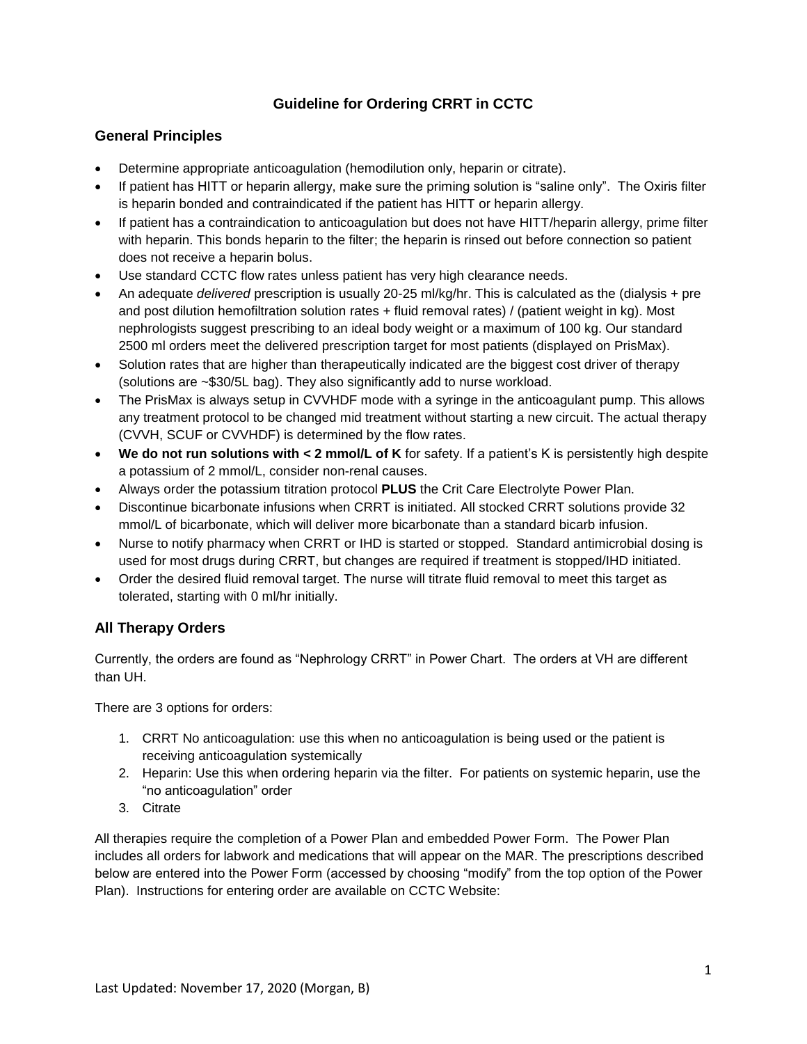# Guideline for Ordering CRRT in CCTC

## General Principles

- Determine appropriate anticoagulation (hemodilution only, heparin or citrate).
- If patient has HITT or heparin allergy, make sure the priming solution is "saline only". The Oxiris filter is heparin bonded and contraindicated if the patient has HITT or heparin allergy.
- If patient has a contraindication to anticoagulation but does not have HITT/heparin allergy, prime filter with heparin. This bonds heparin to the filter; the heparin is rinsed out before connection so patient does not receive a heparin bolus.
- Use standard CCTC flow rates unless patient has very high clearance needs.
- An adequate *delivered* prescription is usually 20-25 ml/kg/hr. This is calculated as the (dialysis + pre and post dilution hemofiltration solution rates + fluid removal rates) / (patient weight in kg). Most nephrologists suggest prescribing to an ideal body weight or a maximum of 100 kg. Our standard 2500 ml orders meet the delivered prescription target for most patients (displayed on PrisMax).
- Solution rates that are higher than therapeutically indicated are the biggest cost driver of therapy (solutions are ~$30/5L bag). They also significantly add to nurse workload.
- The PrisMax is always setup in CVVHDF mode with a syringe in the anticoagulant pump. This allows any treatment protocol to be changed mid treatment without starting a new circuit. The actual therapy (CVVH, SCUF or CVVHDF) is determined by the flow rates.
- **We do not run solutions with < 2 mmol/L of K** for safety. If a patient's K is persistently high despite a potassium of 2 mmol/L, consider non-renal causes.
- Always order the potassium titration protocol **PLUS** the Crit Care Electrolyte Power Plan.
- Discontinue bicarbonate infusions when CRRT is initiated. All stocked CRRT solutions provide 32 mmol/L of bicarbonate, which will deliver more bicarbonate than a standard bicarb infusion.
- Nurse to notify pharmacy when CRRT or IHD is started or stopped. Standard antimicrobial dosing is used for most drugs during CRRT, but changes are required if treatment is stopped/IHD initiated.
- Order the desired fluid removal target. The nurse will titrate fluid removal to meet this target as tolerated, starting with 0 ml/hr initially.

## All Therapy Orders

Currently, the orders are found as "Nephrology CRRT" in Power Chart. The orders at VH are different than UH.

There are 3 options for orders:

1. CRRT No anticoagulation: use this when no anticoagulation is being used or the patient is receiving anticoagulation systemically
2. Heparin: Use this when ordering heparin via the filter. For patients on systemic heparin, use the "no anticoagulation" order
3. Citrate

All therapies require the completion of a Power Plan and embedded Power Form. The Power Plan includes all orders for labwork and medications that will appear on the MAR. The prescriptions described below are entered into the Power Form (accessed by choosing "modify" from the top option of the Power Plan). Instructions for entering order are available on CCTC Website:

Last Updated: November 17, 2020 (Morgan, B)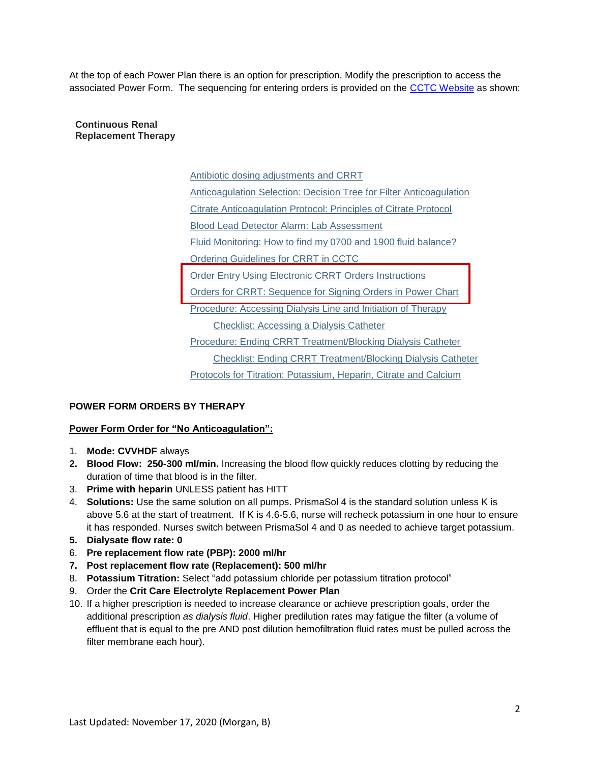At the top of each Power Plan there is an option for prescription. Modify the prescription to access the associated Power Form. The sequencing for entering orders is provided on the CCTC Website as shown:

**Continuous Renal Replacement Therapy**

- Antibiotic dosing adjustments and CRRT
- Anticoagulation Selection: Decision Tree for Filter Anticoagulation
- Citrate Anticoagulation Protocol: Principles of Citrate Protocol
- Blood Lead Detector Alarm: Lab Assessment
- Fluid Monitoring: How to find my 0700 and 1900 fluid balance?
- Ordering Guidelines for CRRT in CCTC
- Order Entry Using Electronic CRRT Orders Instructions
- Orders for CRRT: Sequence for Signing Orders in Power Chart
- Procedure: Accessing Dialysis Line and Initiation of Therapy
  - Checklist: Accessing a Dialysis Catheter
- Procedure: Ending CRRT Treatment/Blocking Dialysis Catheter
  - Checklist: Ending CRRT Treatment/Blocking Dialysis Catheter
- Protocols for Titration: Potassium, Heparin, Citrate and Calcium

## POWER FORM ORDERS BY THERAPY

### Power Form Order for "No Anticoagulation":

1. **Mode: CVVHDF** always
2. **Blood Flow: 250-300 ml/min.** Increasing the blood flow quickly reduces clotting by reducing the duration of time that blood is in the filter.
3. **Prime with heparin** UNLESS patient has HITT
4. **Solutions:** Use the same solution on all pumps. PrismaSol 4 is the standard solution unless K is above 5.6 at the start of treatment. If K is 4.6-5.6, nurse will recheck potassium in one hour to ensure it has responded. Nurses switch between PrismaSol 4 and 0 as needed to achieve target potassium.
5. **Dialysate flow rate: 0**
6. **Pre replacement flow rate (PBP): 2000 ml/hr**
7. **Post replacement flow rate (Replacement): 500 ml/hr**
8. **Potassium Titration:** Select "add potassium chloride per potassium titration protocol"
9. Order the **Crit Care Electrolyte Replacement Power Plan**
10. If a higher prescription is needed to increase clearance or achieve prescription goals, order the additional prescription *as dialysis fluid*. Higher predilution rates may fatigue the filter (a volume of effluent that is equal to the pre AND post dilution hemofiltration fluid rates must be pulled across the filter membrane each hour).

Last Updated: November 17, 2020 (Morgan, B)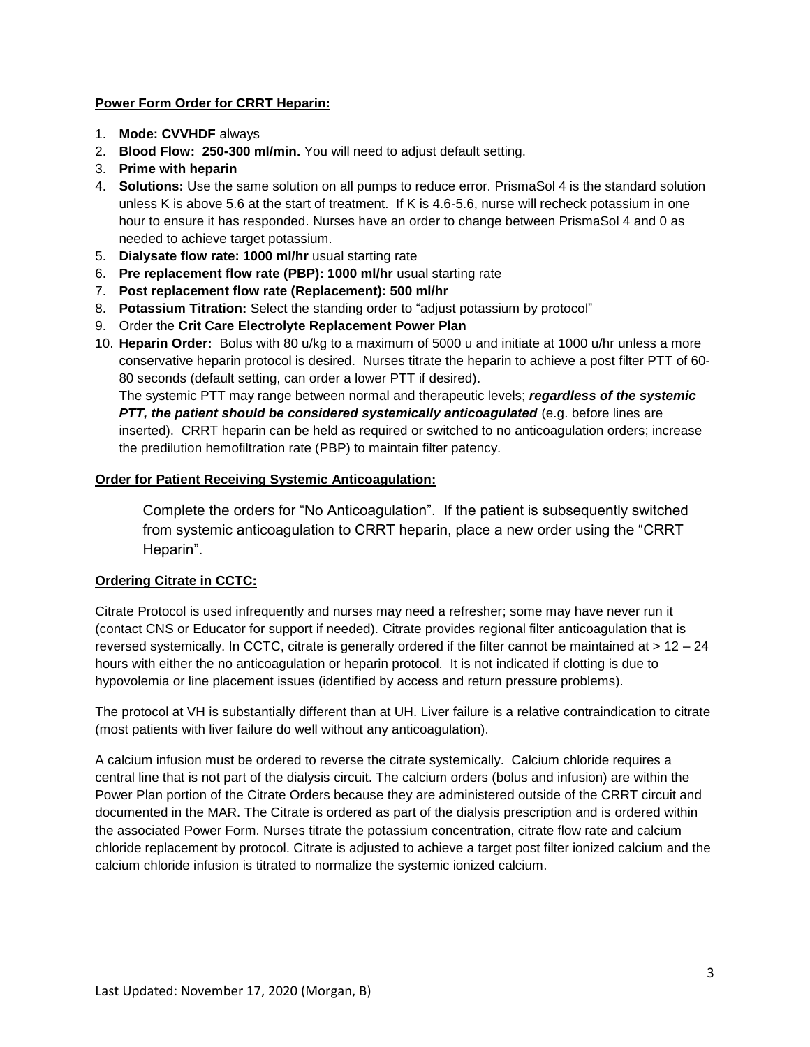**Power Form Order for CRRT Heparin:**

1. **Mode: CVVHDF** always
2. **Blood Flow: 250-300 ml/min.** You will need to adjust default setting.
3. **Prime with heparin**
4. **Solutions:** Use the same solution on all pumps to reduce error. PrismaSol 4 is the standard solution unless K is above 5.6 at the start of treatment. If K is 4.6-5.6, nurse will recheck potassium in one hour to ensure it has responded. Nurses have an order to change between PrismaSol 4 and 0 as needed to achieve target potassium.
5. **Dialysate flow rate: 1000 ml/hr** usual starting rate
6. **Pre replacement flow rate (PBP): 1000 ml/hr** usual starting rate
7. **Post replacement flow rate (Replacement): 500 ml/hr**
8. **Potassium Titration:** Select the standing order to "adjust potassium by protocol"
9. Order the **Crit Care Electrolyte Replacement Power Plan**
10. **Heparin Order:** Bolus with 80 u/kg to a maximum of 5000 u and initiate at 1000 u/hr unless a more conservative heparin protocol is desired. Nurses titrate the heparin to achieve a post filter PTT of 60-80 seconds (default setting, can order a lower PTT if desired).
    The systemic PTT may range between normal and therapeutic levels; ***regardless of the systemic PTT, the patient should be considered systemically anticoagulated*** (e.g. before lines are inserted). CRRT heparin can be held as required or switched to no anticoagulation orders; increase the predilution hemofiltration rate (PBP) to maintain filter patency.

**Order for Patient Receiving Systemic Anticoagulation:**

Complete the orders for "No Anticoagulation". If the patient is subsequently switched from systemic anticoagulation to CRRT heparin, place a new order using the "CRRT Heparin".

**Ordering Citrate in CCTC:**

Citrate Protocol is used infrequently and nurses may need a refresher; some may have never run it (contact CNS or Educator for support if needed). Citrate provides regional filter anticoagulation that is reversed systemically. In CCTC, citrate is generally ordered if the filter cannot be maintained at > 12 – 24 hours with either the no anticoagulation or heparin protocol. It is not indicated if clotting is due to hypovolemia or line placement issues (identified by access and return pressure problems).

The protocol at VH is substantially different than at UH. Liver failure is a relative contraindication to citrate (most patients with liver failure do well without any anticoagulation).

A calcium infusion must be ordered to reverse the citrate systemically. Calcium chloride requires a central line that is not part of the dialysis circuit. The calcium orders (bolus and infusion) are within the Power Plan portion of the Citrate Orders because they are administered outside of the CRRT circuit and documented in the MAR. The Citrate is ordered as part of the dialysis prescription and is ordered within the associated Power Form. Nurses titrate the potassium concentration, citrate flow rate and calcium chloride replacement by protocol. Citrate is adjusted to achieve a target post filter ionized calcium and the calcium chloride infusion is titrated to normalize the systemic ionized calcium.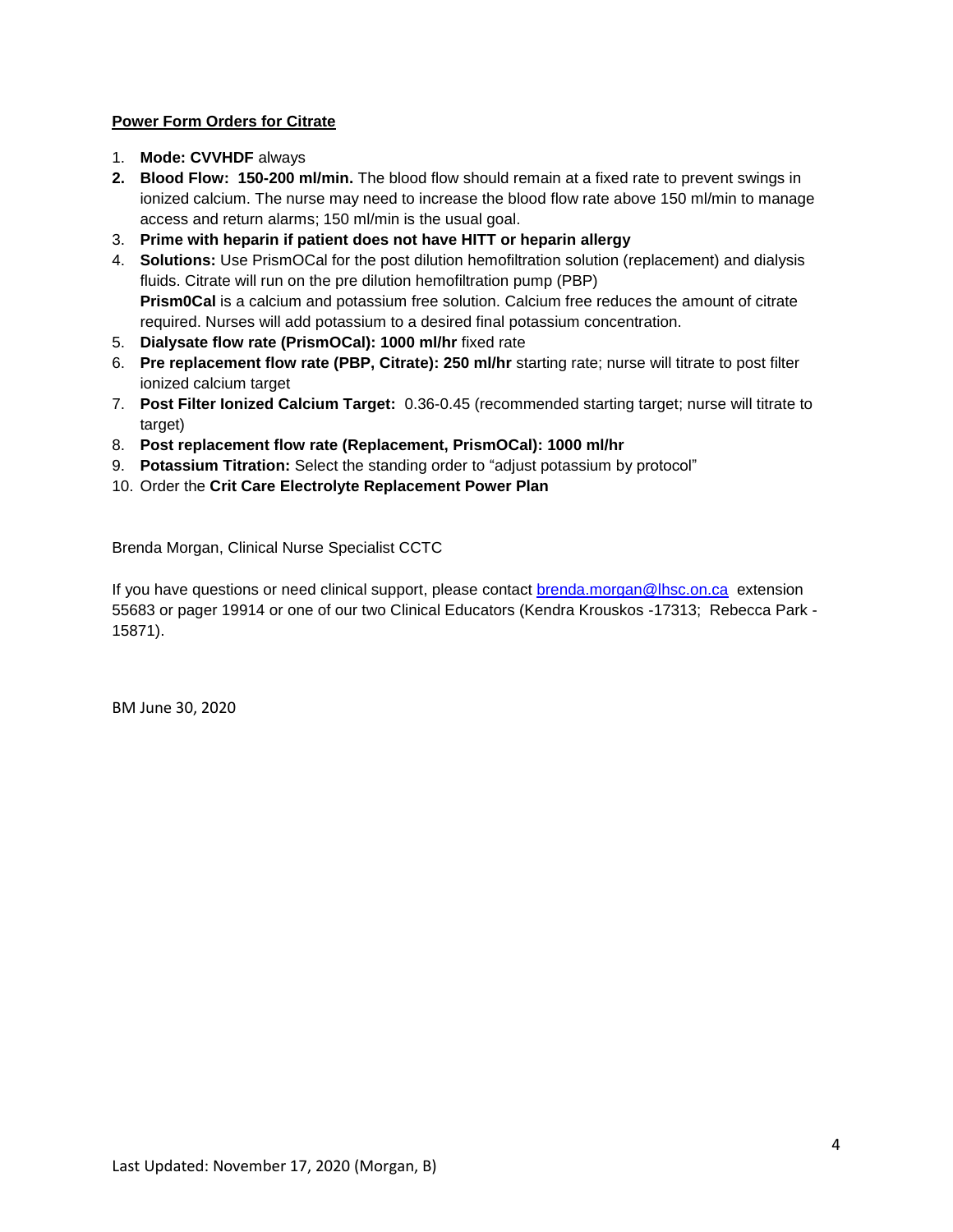**<u>Power Form Orders for Citrate</u>**

1. **Mode: CVVHDF** always
2. **Blood Flow: 150-200 ml/min.** The blood flow should remain at a fixed rate to prevent swings in ionized calcium. The nurse may need to increase the blood flow rate above 150 ml/min to manage access and return alarms; 150 ml/min is the usual goal.
3. **Prime with heparin if patient does not have HITT or heparin allergy**
4. **Solutions:** Use PrismOCal for the post dilution hemofiltration solution (replacement) and dialysis fluids. Citrate will run on the pre dilution hemofiltration pump (PBP)
   **Prism0Cal** is a calcium and potassium free solution. Calcium free reduces the amount of citrate required. Nurses will add potassium to a desired final potassium concentration.
5. **Dialysate flow rate (PrismOCal): 1000 ml/hr** fixed rate
6. **Pre replacement flow rate (PBP, Citrate): 250 ml/hr** starting rate; nurse will titrate to post filter ionized calcium target
7. **Post Filter Ionized Calcium Target:** 0.36-0.45 (recommended starting target; nurse will titrate to target)
8. **Post replacement flow rate (Replacement, PrismOCal): 1000 ml/hr**
9. **Potassium Titration:** Select the standing order to "adjust potassium by protocol"
10. Order the **Crit Care Electrolyte Replacement Power Plan**

Brenda Morgan, Clinical Nurse Specialist CCTC

If you have questions or need clinical support, please contact brenda.morgan@lhsc.on.ca extension 55683 or pager 19914 or one of our two Clinical Educators (Kendra Krouskos -17313; Rebecca Park - 15871).

BM June 30, 2020

Last Updated: November 17, 2020 (Morgan, B)